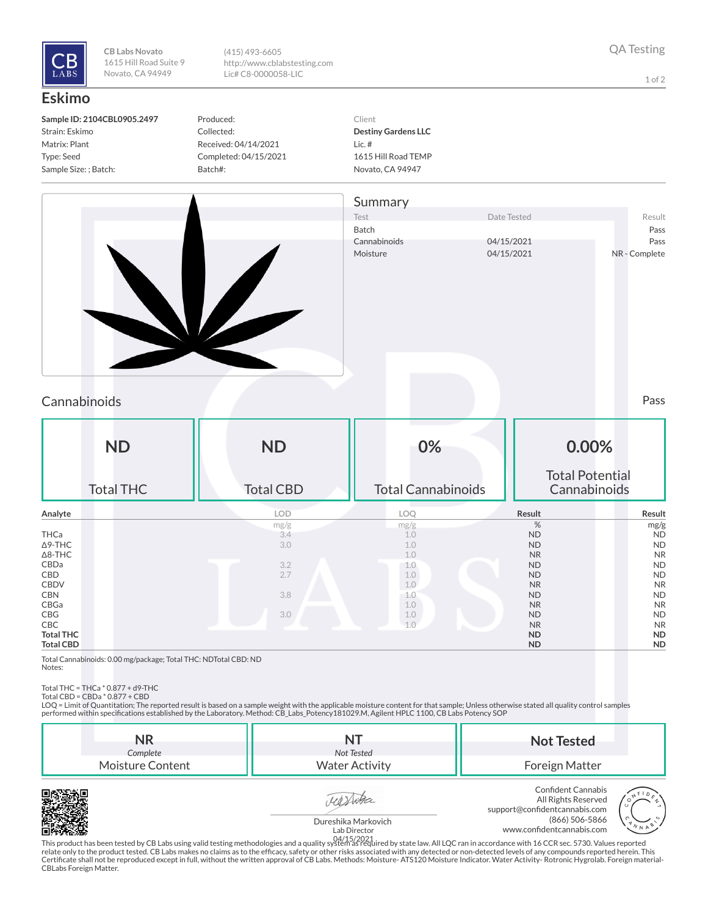CB Labs Novato
1615 Hill Road Suite 9
Novato, CA 94949

(415) 493-6605
http://www.cblabstesting.com
Lic# C8-0000058-LIC

QA Testing

# Eskimo

**Sample ID: 2104CBL0905.2497**
Strain: Eskimo
Matrix: Plant
Type: Seed
Sample Size: ; Batch:

Produced:
Collected:
Received: 04/14/2021
Completed: 04/15/2021
Batch#:

Client
**Destiny Gardens LLC**
Lic. #
1615 Hill Road TEMP
Novato, CA 94947

## Summary

| Test | Date Tested | Result |
|---|---|---|
| Batch | | Pass |
| Cannabinoids | 04/15/2021 | Pass |
| Moisture | 04/15/2021 | NR - Complete |

## Cannabinoids

Pass

| ND | ND | 0% | 0.00% |
|---|---|---|---|
| Total THC | Total CBD | Total Cannabinoids | Total Potential Cannabinoids |

| Analyte | LOD | LOQ | Result | Result |
|---|---|---|---|---|
| | mg/g | mg/g | % | mg/g |
| THCa | 3.4 | 1.0 | ND | ND |
| Δ9-THC | 3.0 | 1.0 | ND | ND |
| Δ8-THC | | 1.0 | NR | NR |
| CBDa | 3.2 | 1.0 | ND | ND |
| CBD | 2.7 | 1.0 | ND | ND |
| CBDV | | 1.0 | NR | NR |
| CBN | 3.8 | 1.0 | ND | ND |
| CBGa | | 1.0 | NR | NR |
| CBG | 3.0 | 1.0 | ND | ND |
| CBC | | 1.0 | NR | NR |
| **Total THC** | | | **ND** | **ND** |
| **Total CBD** | | | **ND** | **ND** |

Total Cannabinoids: 0.00 mg/package; Total THC: NDTotal CBD: ND
Notes:

Total THC = THCa * 0.877 + d9-THC
Total CBD = CBDa * 0.877 + CBD
LOQ = Limit of Quantitation; The reported result is based on a sample weight with the applicable moisture content for that sample; Unless otherwise stated all quality control samples performed within specifications established by the Laboratory. Method: CB_Labs_Potency181029.M, Agilent HPLC 1100, CB Labs Potency SOP

| NR *Complete* | NT *Not Tested* | Not Tested |
|---|---|---|
| Moisture Content | Water Activity | Foreign Matter |

Dureshika Markovich
Lab Director
04/15/2021

Confident Cannabis
All Rights Reserved
support@confidentcannabis.com
(866) 506-5866
www.confidentcannabis.com

This product has been tested by CB Labs using valid testing methodologies and a quality system as required by state law. All LQC ran in accordance with 16 CCR sec. 5730. Values reported relate only to the product tested. CB Labs makes no claims as to the efficacy, safety or other risks associated with any detected or non-detected levels of any compounds reported herein. This Certificate shall not be reproduced except in full, without the written approval of CB Labs. Methods: Moisture- ATS120 Moisture Indicator. Water Activity- Rotronic Hygrolab. Foreign material- CBLabs Foreign Matter.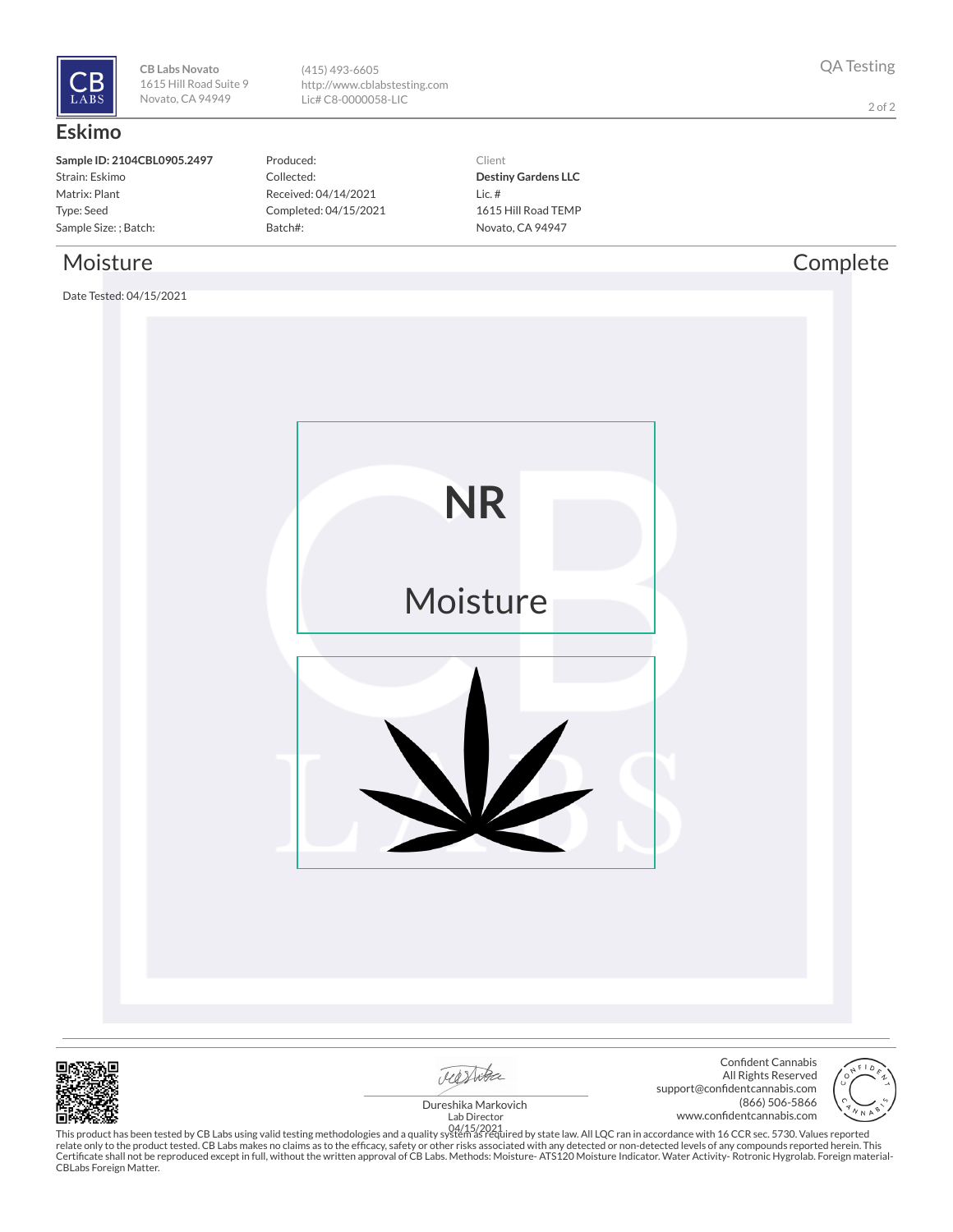CB Labs Novato
1615 Hill Road Suite 9
Novato, CA 94949

(415) 493-6605
http://www.cblabstesting.com
Lic# C8-0000058-LIC

QA Testing

# Eskimo

**Sample ID: 2104CBL0905.2497**
Strain: Eskimo
Matrix: Plant
Type: Seed
Sample Size: ; Batch:

Produced:
Collected:
Received: 04/14/2021
Completed: 04/15/2021
Batch#:

Client
**Destiny Gardens LLC**
Lic. #
1615 Hill Road TEMP
Novato, CA 94947

## Moisture

Complete

Date Tested: 04/15/2021

**NR**

Moisture

Dureshika Markovich
Lab Director
04/15/2021

Confident Cannabis
All Rights Reserved
support@confidentcannabis.com
(866) 506-5866
www.confidentcannabis.com

This product has been tested by CB Labs using valid testing methodologies and a quality system as required by state law. All LQC ran in accordance with 16 CCR sec. 5730. Values reported relate only to the product tested. CB Labs makes no claims as to the efficacy, safety or other risks associated with any detected or non-detected levels of any compounds reported herein. This Certificate shall not be reproduced except in full, without the written approval of CB Labs. Methods: Moisture- ATS120 Moisture Indicator. Water Activity- Rotronic Hygrolab. Foreign material- CBLabs Foreign Matter.